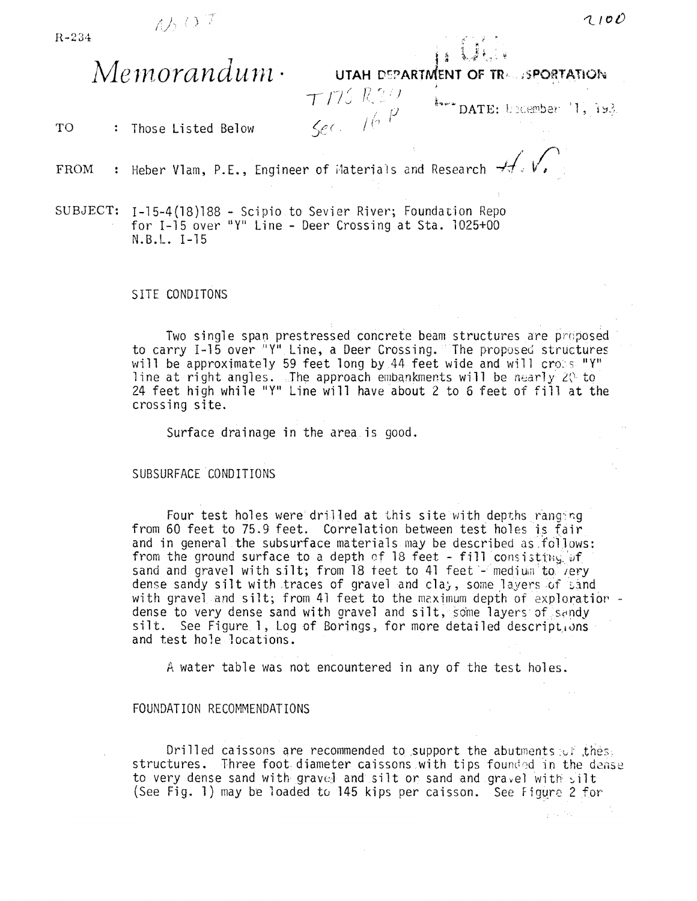R-234

# *Memorandum*

**UTAH DEPARTMENT OF TRANSPORTATION**

T17S R2W
Sec. 16 P

DATE: December 1, 193

TO : Those Listed Below

FROM : Heber Vlam, P.E., Engineer of Materials and Research

SUBJECT: I-15-4(18)188 - Scipio to Sevier River; Foundation Repo for I-15 over "Y" Line - Deer Crossing at Sta. 1025+00 N.B.L. I-15

## SITE CONDITONS

Two single span prestressed concrete beam structures are proposed to carry I-15 over "Y" Line, a Deer Crossing. The proposed structures will be approximately 59 feet long by 44 feet wide and will cross "Y" line at right angles. The approach embankments will be nearly 20 to 24 feet high while "Y" Line will have about 2 to 6 feet of fill at the crossing site.

Surface drainage in the area is good.

## SUBSURFACE CONDITIONS

Four test holes were drilled at this site with depths ranging from 60 feet to 75.9 feet. Correlation between test holes is fair and in general the subsurface materials may be described as follows: from the ground surface to a depth of 18 feet - fill consisting of sand and gravel with silt; from 18 feet to 41 feet - medium to very dense sandy silt with traces of gravel and clay, some layers of sand with gravel and silt; from 41 feet to the maximum depth of exploration - dense to very dense sand with gravel and silt, some layers of sandy silt. See Figure 1, Log of Borings, for more detailed descriptions and test hole locations.

A water table was not encountered in any of the test holes.

## FOUNDATION RECOMMENDATIONS

Drilled caissons are recommended to support the abutments of these structures. Three foot diameter caissons with tips founded in the dense to very dense sand with gravel and silt or sand and gravel with silt (See Fig. 1) may be loaded to 145 kips per caisson. See Figure 2 for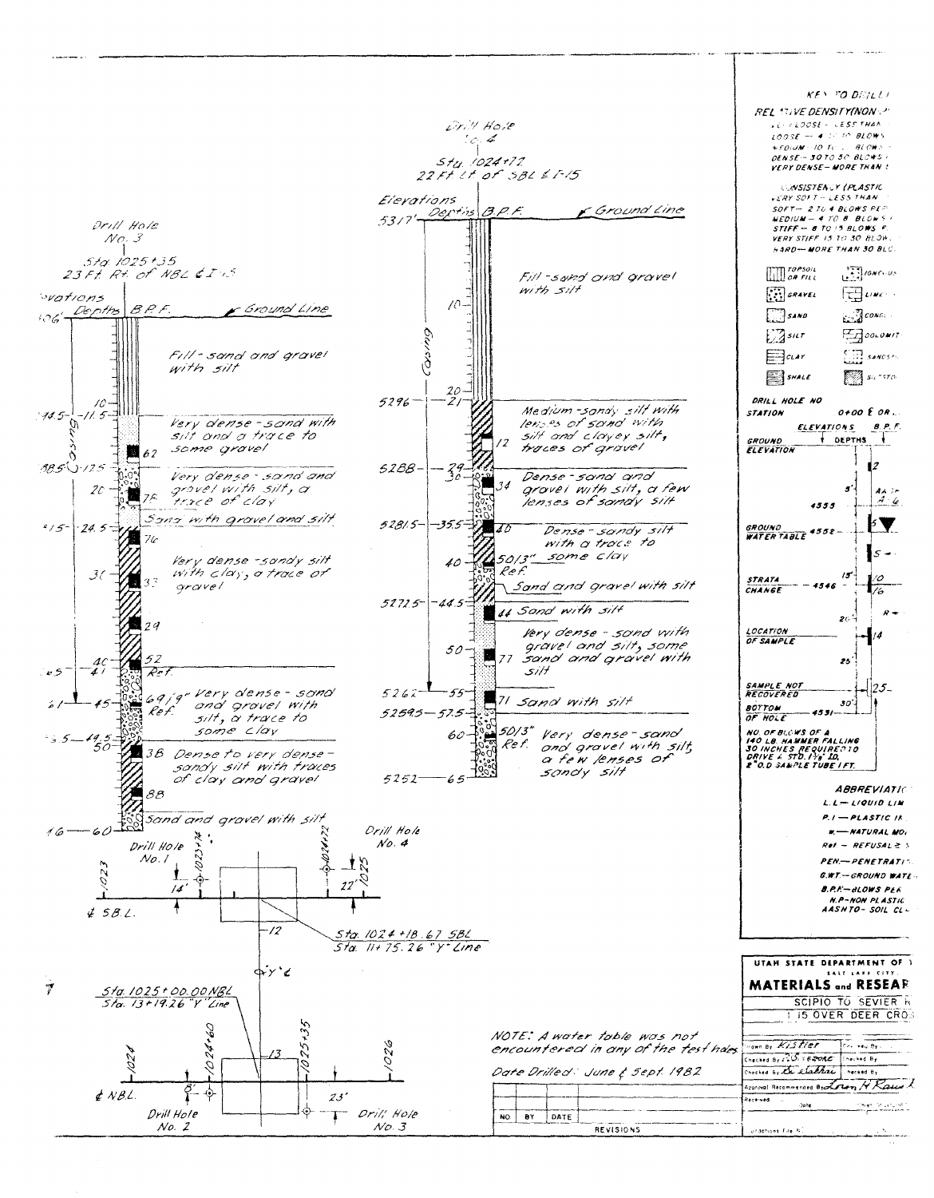## Drill Hole No. 3

Sta. 1025+35
23 Ft. Rt. of NBL ¢ I-15

| Elevations | Depths | B.P.F. | Description |
|---|---|---|---|
| 5306' | 0 (Ground Line) | | Fill - sand and gravel with silt |
| 5294.5 | 11.5 | 62 | Very dense - sand with silt and a trace to some gravel |
| 5288.5 | 17.5 | 75 | Very dense - sand and gravel with silt, a trace of clay |
| 5281.5 | 24.5 | | Sand with gravel and silt |
| | | 76, 33, 29, 52 Ref. | Very dense - sandy silt with clay, a trace of gravel |
| 5265 | 41 | 69/9" Ref. | Very dense - sand and gravel with silt, a trace to some clay |
| 5261 | 45 | | |
| 5256.5 | 49.5 | 38, 88 | Dense to very dense - sandy silt with traces of clay and gravel |
| | | | Sand and gravel with silt |
| 5246 | 60 | | |

Casing

## Drill Hole No. 4

Sta. 1024+72
22 Ft. Lt. of SBL ¢ I-15

| Elevations | Depths | B.P.F. | Description |
|---|---|---|---|
| 5317' | 0 (Ground Line) | | Fill - sand and gravel with silt |
| 5296 | 21 | 12 | Medium - sandy silt with lenses of sand with silt and clayey silt, traces of gravel |
| 5288 | 29 | 34 | Dense - sand and gravel with silt, a few lenses of sandy silt |
| 5281.5 | 35.5 | 40, 50/3" Ref. | Dense - sandy silt with a trace to some clay |
| | | | Sand and gravel with silt |
| 5272.5 | 44.5 | 44 | Sand with silt |
| | | 77 | Very dense - sand with gravel and silt, some sand and gravel with silt |
| 5262 | 55 | 71 | Sand with silt |
| 5259.5 | 57.5 | 50/3" Ref. | Very dense - sand and gravel with silt, a few lenses of sandy silt |
| 5252 | 65 | | |

Casing

## Plan

Drill Hole No. 1 — 1024+74, 14'
Drill Hole No. 4 — 1024+72, 22'
¢ S.B.L.
Sta. 1024+18.67 SBL
Sta. 11+75.26 "Y" Line
12
¢ "Y" ¢
Sta. 1025+00.00 NBL
Sta. 13+19.26 "Y" Line
13
Drill Hole No. 2 — 1024+60, 8'
Drill Hole No. 3 — 1025+35, 23'
¢ N.B.L.
1023, 1025, 1024, 1026

NOTE: A water table was not encountered in any of the test holes.

Date Drilled: June & Sept. 1982

## KEY TO DRILL...

RELATIVE DENSITY (NON-P...
- VERY LOOSE - LESS THAN ...
- LOOSE — 4 TO 10 BLOWS ...
- MEDIUM — 10 TO ... BLOWS ...
- DENSE — 30 TO 50 BLOWS ...
- VERY DENSE — MORE THAN ...

CONSISTENCY (PLASTIC...
- VERY SOFT — LESS THAN ...
- SOFT — 2 TO 4 BLOWS PER ...
- MEDIUM — 4 TO 8 BLOWS ...
- STIFF — 8 TO 15 BLOWS P...
- VERY STIFF 15 TO 30 BLOW...
- HARD — MORE THAN 30 BLO...

TOPSOIL OR FILL, IGNEOUS, GRAVEL, LIME..., SAND, CONGL..., SILT, DOLOMIT..., CLAY, SANDST..., SHALE, SILTSTO...

DRILL HOLE NO
STATION 0+00 ¢ OR ...
ELEVATIONS / DEPTHS / B.P.F.
- GROUND ELEVATION
- 4555 — 5' — AA... A-6...
- GROUND WATER TABLE — 4552
- STRATA CHANGE — 4546 — 15' — 10/16
- LOCATION OF SAMPLE — 20' — 14
- SAMPLE NOT RECOVERED — 25' — 25
- BOTTOM OF HOLE — 4531 — 30'

NO. OF BLOWS OF A 140 LB. HAMMER FALLING 30 INCHES REQUIRED TO DRIVE A STD. 1⅜" I.D., 2" O.D. SAMPLE TUBE 1 FT.

ABBREVIATIO...
- L.L — LIQUID LIM...
- P.I — PLASTIC IN...
- w — NATURAL MO...
- Ref — REFUSAL ≥ ...
- PEN — PENETRATI...
- G.WT — GROUND WATE...
- B.P.F — BLOWS PER ...
- N.P — NON PLASTIC
- AASHTO - SOIL CL...

UTAH STATE DEPARTMENT OF ...
SALT LAKE CITY
MATERIALS and RESEAR...
SCIPIO TO SEVIER R...
I-15 OVER DEER CRO...

Drawn By Kistler
Checked By
Checked By
Approval Recommended By
Received

| NO | BY | DATE | REVISIONS |
|---|---|---|---|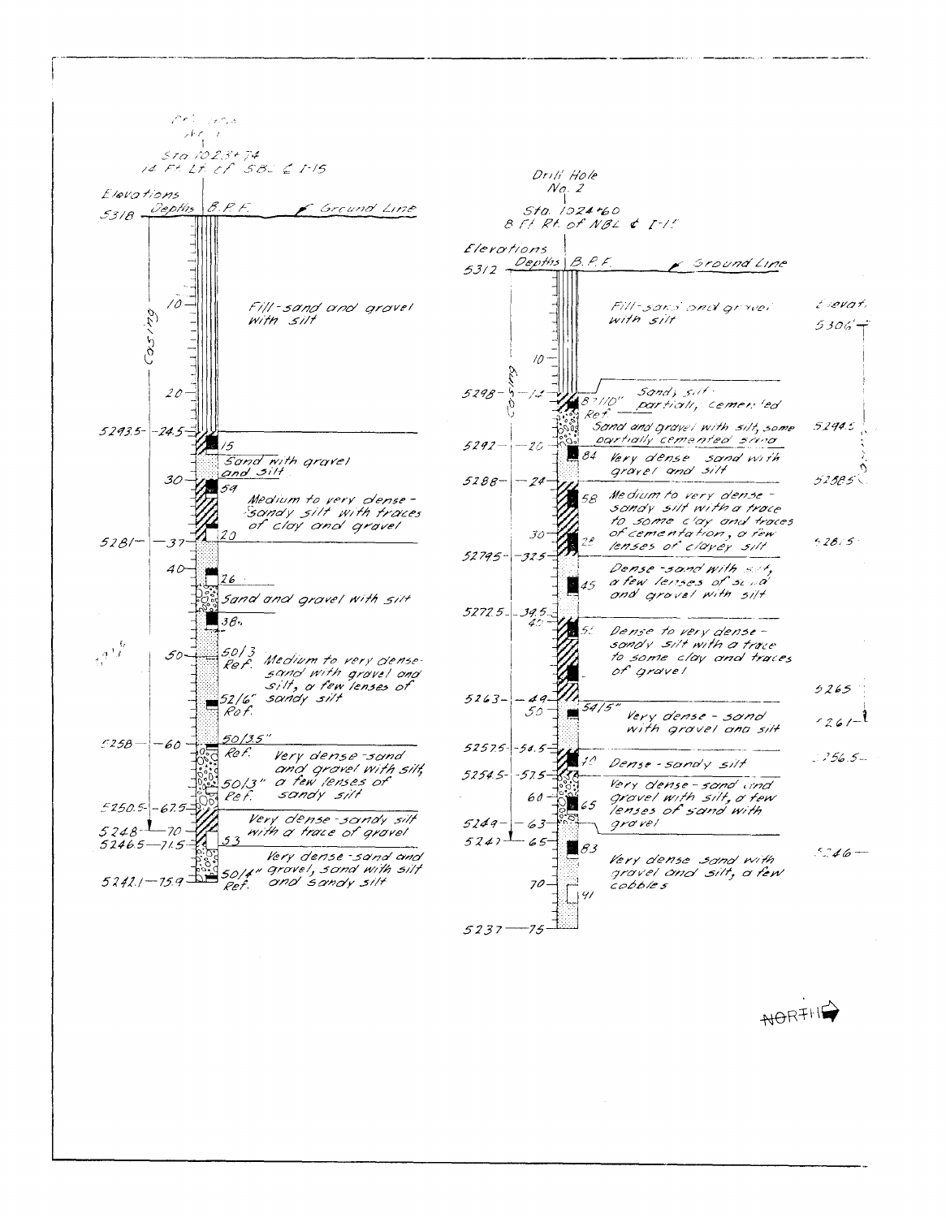Drill Hole No. 1
Sta 1023+74
14 Ft Lt of SBL ℄ I-15

Elevations
5318 Depths B.P.F. Ground Line

Casing

10 — Fill-sand and gravel with silt

20

5293.5 — 24.5 — 15 — Sand with gravel and silt

30 — 54 — Medium to very dense - sandy silt with traces of clay and gravel

20

5281 — 37

40 — 26 — Sand and gravel with silt

38

50 — 50/3 Ref. — Medium to very dense - sand with gravel and silt, a few lenses of sandy silt

52/6" Ref.

5258 — 60 — 50/3.5" Ref. — Very dense - sand and gravel with silt, a few lenses of sandy silt

50/3" Ref.

5250.5 — 67.5 — Very dense - sandy silt with a trace of gravel

5248 — 70

5246.5 — 71.5 — 53 — Very dense - sand and gravel, sand with silt and sandy silt

5242.1 — 75.9 — 50/4" Ref.

Drill Hole No. 2
Sta. 1024+60
8 Ft Rt. of NBL ℄ I-15

Elevations
5312 Depths B.P.F. Ground Line

Casing

Fill-sand and gravel with silt

10

5298 — 14 — 82/10" Ref. — Sandy silt - partially cemented

Sand and gravel with silt, some partially cemented sand

5292 — 20 — 84 — Very dense sand with gravel and silt

5288 — 24 — 58 — Medium to very dense - sandy silt with a trace to some clay and traces of cementation, a few lenses of clayey silt

30 — 28

5279.5 — 32.5 — 45 — Dense - sand with silt, a few lenses of sand and gravel with silt

5272.5 — 39.5

40 — 51 — Dense to very dense - sandy silt with a trace to some clay and traces of gravel

5263 — 49

50 — 54/5" — Very dense - sand with gravel and silt

5257.5 — 54.5 — 40 — Dense - sandy silt

5254.5 — 57.5 — Very dense - sand and gravel with silt, a few lenses of sand with gravel

60 — 65

5249 — 63

5247 — 65 — 83 — Very dense sand with gravel and silt, a few cobbles

70 — 41

5237 — 75

Elevat.
5306
5294.5
5288.5
5281.5
5265
5261
5256.5
5246

NORTH